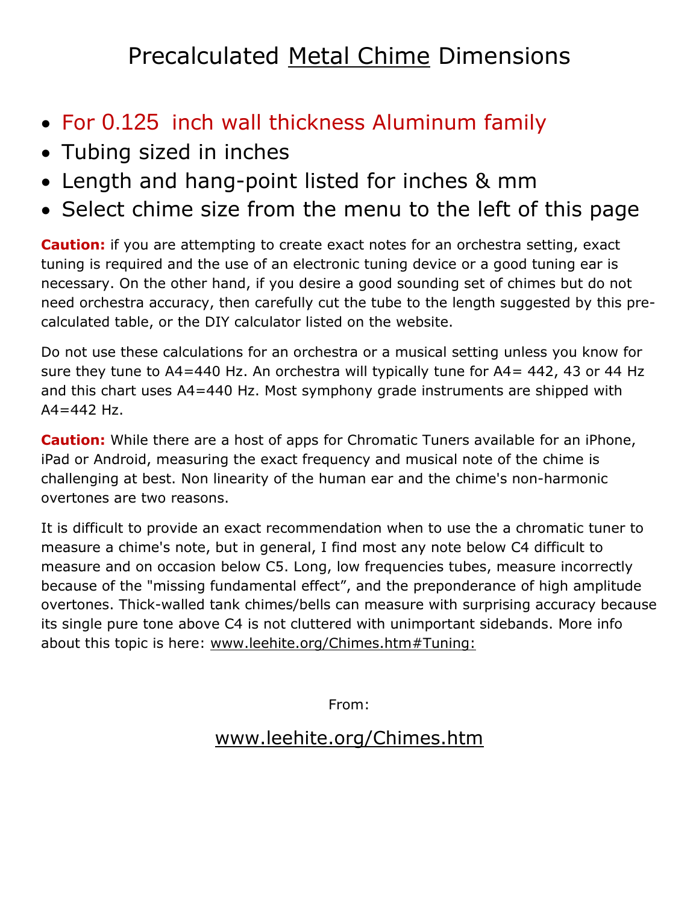# Precalculated Metal Chime Dimensions

- For 0.125 inch wall thickness Aluminum family
- Tubing sized in inches
- Length and hang-point listed for inches & mm
- Select chime size from the menu to the left of this page

**Caution:** if you are attempting to create exact notes for an orchestra setting, exact tuning is required and the use of an electronic tuning device or a good tuning ear is necessary. On the other hand, if you desire a good sounding set of chimes but do not need orchestra accuracy, then carefully cut the tube to the length suggested by this pre-calculated table, or the DIY calculator listed on the website.

Do not use these calculations for an orchestra or a musical setting unless you know for sure they tune to A4=440 Hz. An orchestra will typically tune for A4= 442, 43 or 44 Hz and this chart uses A4=440 Hz. Most symphony grade instruments are shipped with A4=442 Hz.

**Caution:** While there are a host of apps for Chromatic Tuners available for an iPhone, iPad or Android, measuring the exact frequency and musical note of the chime is challenging at best. Non linearity of the human ear and the chime's non-harmonic overtones are two reasons.

It is difficult to provide an exact recommendation when to use the a chromatic tuner to measure a chime's note, but in general, I find most any note below C4 difficult to measure and on occasion below C5. Long, low frequencies tubes, measure incorrectly because of the "missing fundamental effect", and the preponderance of high amplitude overtones. Thick-walled tank chimes/bells can measure with surprising accuracy because its single pure tone above C4 is not cluttered with unimportant sidebands. More info about this topic is here: www.leehite.org/Chimes.htm#Tuning:

From:

www.leehite.org/Chimes.htm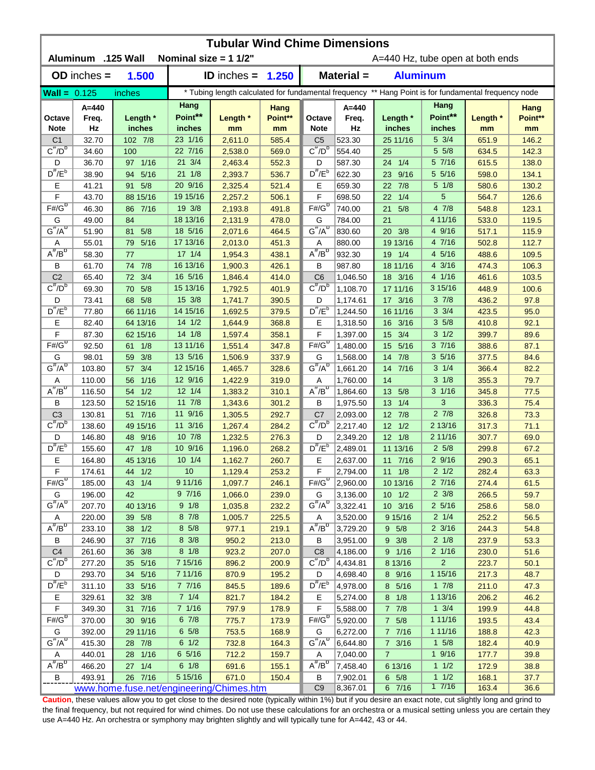# Tubular Wind Chime Dimensions

**Aluminum .125 Wall** **Nominal size = 1 1/2"** A=440 Hz, tube open at both ends

**OD inches = 1.500** **ID inches = 1.250** **Material = Aluminum**

**Wall =** 0.125 inches

\* Tubing length calculated for fundamental frequency \*\* Hang Point is for fundamental frequency node

| Octave Note | A=440 Freq. Hz | Length * inches | Hang Point** inches | Length * mm | Hang Point** mm | Octave Note | A=440 Freq. Hz | Length * inches | Hang Point** inches | Length * mm | Hang Point** mm |
|---|---|---|---|---|---|---|---|---|---|---|---|
| C1 | 32.70 | 102 7/8 | 23 1/16 | 2,611.0 | 585.4 | C5 | 523.30 | 25 11/16 | 5 3/4 | 651.9 | 146.2 |
| $C^{\#}/D^{b}$ | 34.60 | 100 | 22 7/16 | 2,538.0 | 569.0 | $C^{\#}/D^{b}$ | 554.40 | 25 | 5 5/8 | 634.5 | 142.3 |
| D | 36.70 | 97 1/16 | 21 3/4 | 2,463.4 | 552.3 | D | 587.30 | 24 1/4 | 5 7/16 | 615.5 | 138.0 |
| $D^{\#}/E^{b}$ | 38.90 | 94 5/16 | 21 1/8 | 2,393.7 | 536.7 | $D^{\#}/E^{b}$ | 622.30 | 23 9/16 | 5 5/16 | 598.0 | 134.1 |
| E | 41.21 | 91 5/8 | 20 9/16 | 2,325.4 | 521.4 | E | 659.30 | 22 7/8 | 5 1/8 | 580.6 | 130.2 |
| F | 43.70 | 88 15/16 | 19 15/16 | 2,257.2 | 506.1 | F | 698.50 | 22 1/4 | 5 | 564.7 | 126.6 |
| F#/$G^{b}$ | 46.30 | 86 7/16 | 19 3/8 | 2,193.8 | 491.8 | F#/$G^{b}$ | 740.00 | 21 5/8 | 4 7/8 | 548.8 | 123.1 |
| G | 49.00 | 84 | 18 13/16 | 2,131.9 | 478.0 | G | 784.00 | 21 | 4 11/16 | 533.0 | 119.5 |
| $G^{\#}/A^{b}$ | 51.90 | 81 5/8 | 18 5/16 | 2,071.6 | 464.5 | $G^{\#}/A^{b}$ | 830.60 | 20 3/8 | 4 9/16 | 517.1 | 115.9 |
| A | 55.01 | 79 5/16 | 17 13/16 | 2,013.0 | 451.3 | A | 880.00 | 19 13/16 | 4 7/16 | 502.8 | 112.7 |
| $A^{\#}/B^{b}$ | 58.30 | 77 | 17 1/4 | 1,954.3 | 438.1 | $A^{\#}/B^{b}$ | 932.30 | 19 1/4 | 4 5/16 | 488.6 | 109.5 |
| B | 61.70 | 74 7/8 | 16 13/16 | 1,900.3 | 426.1 | B | 987.80 | 18 11/16 | 4 3/16 | 474.3 | 106.3 |
| C2 | 65.40 | 72 3/4 | 16 5/16 | 1,846.4 | 414.0 | C6 | 1,046.50 | 18 3/16 | 4 1/16 | 461.6 | 103.5 |
| $C^{\#}/D^{b}$ | 69.30 | 70 5/8 | 15 13/16 | 1,792.5 | 401.9 | $C^{\#}/D^{b}$ | 1,108.70 | 17 11/16 | 3 15/16 | 448.9 | 100.6 |
| D | 73.41 | 68 5/8 | 15 3/8 | 1,741.7 | 390.5 | D | 1,174.61 | 17 3/16 | 3 7/8 | 436.2 | 97.8 |
| $D^{\#}/E^{b}$ | 77.80 | 66 11/16 | 14 15/16 | 1,692.5 | 379.5 | $D^{\#}/E^{b}$ | 1,244.50 | 16 11/16 | 3 3/4 | 423.5 | 95.0 |
| E | 82.40 | 64 13/16 | 14 1/2 | 1,644.9 | 368.8 | E | 1,318.50 | 16 3/16 | 3 5/8 | 410.8 | 92.1 |
| F | 87.30 | 62 15/16 | 14 1/8 | 1,597.4 | 358.1 | F | 1,397.00 | 15 3/4 | 3 1/2 | 399.7 | 89.6 |
| F#/$G^{b}$ | 92.50 | 61 1/8 | 13 11/16 | 1,551.4 | 347.8 | F#/$G^{b}$ | 1,480.00 | 15 5/16 | 3 7/16 | 388.6 | 87.1 |
| G | 98.01 | 59 3/8 | 13 5/16 | 1,506.9 | 337.9 | G | 1,568.00 | 14 7/8 | 3 5/16 | 377.5 | 84.6 |
| $G^{\#}/A^{b}$ | 103.80 | 57 3/4 | 12 15/16 | 1,465.7 | 328.6 | $G^{\#}/A^{b}$ | 1,661.20 | 14 7/16 | 3 1/4 | 366.4 | 82.2 |
| A | 110.00 | 56 1/16 | 12 9/16 | 1,422.9 | 319.0 | A | 1,760.00 | 14 | 3 1/8 | 355.3 | 79.7 |
| $A^{\#}/B^{b}$ | 116.50 | 54 1/2 | 12 1/4 | 1,383.2 | 310.1 | $A^{\#}/B^{b}$ | 1,864.60 | 13 5/8 | 3 1/16 | 345.8 | 77.5 |
| B | 123.50 | 52 15/16 | 11 7/8 | 1,343.6 | 301.2 | B | 1,975.50 | 13 1/4 | 3 | 336.3 | 75.4 |
| C3 | 130.81 | 51 7/16 | 11 9/16 | 1,305.5 | 292.7 | C7 | 2,093.00 | 12 7/8 | 2 7/8 | 326.8 | 73.3 |
| $C^{\#}/D^{b}$ | 138.60 | 49 15/16 | 11 3/16 | 1,267.4 | 284.2 | $C^{\#}/D^{b}$ | 2,217.40 | 12 1/2 | 2 13/16 | 317.3 | 71.1 |
| D | 146.80 | 48 9/16 | 10 7/8 | 1,232.5 | 276.3 | D | 2,349.20 | 12 1/8 | 2 11/16 | 307.7 | 69.0 |
| $D^{\#}/E^{b}$ | 155.60 | 47 1/8 | 10 9/16 | 1,196.0 | 268.2 | $D^{\#}/E^{b}$ | 2,489.01 | 11 13/16 | 2 5/8 | 299.8 | 67.2 |
| E | 164.80 | 45 13/16 | 10 1/4 | 1,162.7 | 260.7 | E | 2,637.00 | 11 7/16 | 2 9/16 | 290.3 | 65.1 |
| F | 174.61 | 44 1/2 | 10 | 1,129.4 | 253.2 | F | 2,794.00 | 11 1/8 | 2 1/2 | 282.4 | 63.3 |
| F#/$G^{b}$ | 185.00 | 43 1/4 | 9 11/16 | 1,097.7 | 246.1 | F#/$G^{b}$ | 2,960.00 | 10 13/16 | 2 7/16 | 274.4 | 61.5 |
| G | 196.00 | 42 | 9 7/16 | 1,066.0 | 239.0 | G | 3,136.00 | 10 1/2 | 2 3/8 | 266.5 | 59.7 |
| $G^{\#}/A^{b}$ | 207.70 | 40 13/16 | 9 1/8 | 1,035.8 | 232.2 | $G^{\#}/A^{b}$ | 3,322.41 | 10 3/16 | 2 5/16 | 258.6 | 58.0 |
| A | 220.00 | 39 5/8 | 8 7/8 | 1,005.7 | 225.5 | A | 3,520.00 | 9 15/16 | 2 1/4 | 252.2 | 56.5 |
| $A^{\#}/B^{b}$ | 233.10 | 38 1/2 | 8 5/8 | 977.1 | 219.1 | $A^{\#}/B^{b}$ | 3,729.20 | 9 5/8 | 2 3/16 | 244.3 | 54.8 |
| B | 246.90 | 37 7/16 | 8 3/8 | 950.2 | 213.0 | B | 3,951.00 | 9 3/8 | 2 1/8 | 237.9 | 53.3 |
| C4 | 261.60 | 36 3/8 | 8 1/8 | 923.2 | 207.0 | C8 | 4,186.00 | 9 1/16 | 2 1/16 | 230.0 | 51.6 |
| $C^{\#}/D^{b}$ | 277.20 | 35 5/16 | 7 15/16 | 896.2 | 200.9 | $C^{\#}/D^{b}$ | 4,434.81 | 8 13/16 | 2 | 223.7 | 50.1 |
| D | 293.70 | 34 5/16 | 7 11/16 | 870.9 | 195.2 | D | 4,698.40 | 8 9/16 | 1 15/16 | 217.3 | 48.7 |
| $D^{\#}/E^{b}$ | 311.10 | 33 5/16 | 7 7/16 | 845.5 | 189.6 | $D^{\#}/E^{b}$ | 4,978.00 | 8 5/16 | 1 7/8 | 211.0 | 47.3 |
| E | 329.61 | 32 3/8 | 7 1/4 | 821.7 | 184.2 | E | 5,274.00 | 8 1/8 | 1 13/16 | 206.2 | 46.2 |
| F | 349.30 | 31 7/16 | 7 1/16 | 797.9 | 178.9 | F | 5,588.00 | 7 7/8 | 1 3/4 | 199.9 | 44.8 |
| F#/$G^{b}$ | 370.00 | 30 9/16 | 6 7/8 | 775.7 | 173.9 | F#/$G^{b}$ | 5,920.00 | 7 5/8 | 1 11/16 | 193.5 | 43.4 |
| G | 392.00 | 29 11/16 | 6 5/8 | 753.5 | 168.9 | G | 6,272.00 | 7 7/16 | 1 11/16 | 188.8 | 42.3 |
| $G^{\#}/A^{b}$ | 415.30 | 28 7/8 | 6 1/2 | 732.8 | 164.3 | $G^{\#}/A^{b}$ | 6,644.80 | 7 3/16 | 1 5/8 | 182.4 | 40.9 |
| A | 440.01 | 28 1/16 | 6 5/16 | 712.2 | 159.7 | A | 7,040.00 | 7 | 1 9/16 | 177.7 | 39.8 |
| $A^{\#}/B^{b}$ | 466.20 | 27 1/4 | 6 1/8 | 691.6 | 155.1 | $A^{\#}/B^{b}$ | 7,458.40 | 6 13/16 | 1 1/2 | 172.9 | 38.8 |
| B | 493.91 | 26 7/16 | 5 15/16 | 671.0 | 150.4 | B | 7,902.01 | 6 5/8 | 1 1/2 | 168.1 | 37.7 |
| | | | | | | C9 | 8,367.01 | 6 7/16 | 1 7/16 | 163.4 | 36.6 |

www.home.fuse.net/engineering/Chimes.htm

**Caution**, these values allow you to get close to the desired note (typically within 1%) but if you desire an exact note, cut slightly long and grind to the final frequency, but not required for wind chimes. Do not use these calculations for an orchestra or a musical setting unless you are certain they use A=440 Hz. An orchestra or symphony may brighten slightly and will typically tune for A=442, 43 or 44.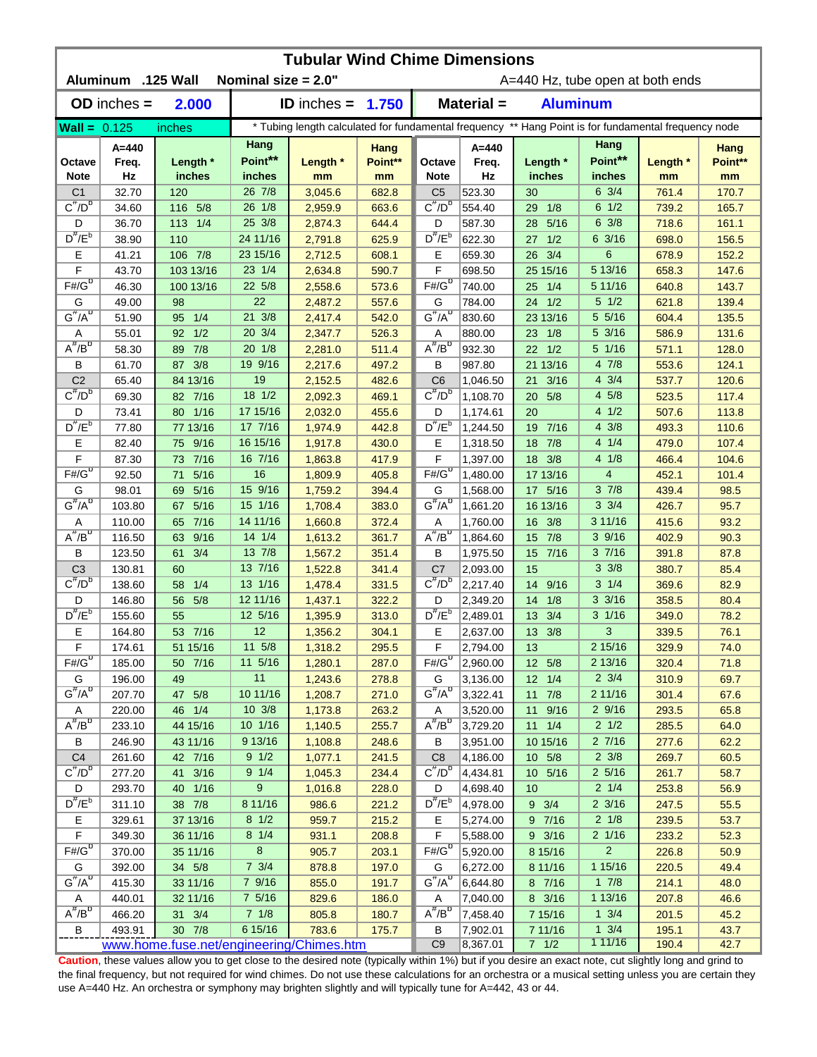# Tubular Wind Chime Dimensions

**Aluminum .125 Wall Nominal size = 2.0"** A=440 Hz, tube open at both ends

**OD inches = 2.000** **ID inches = 1.750** **Material = Aluminum**

**Wall =** 0.125 inches

\* Tubing length calculated for fundamental frequency ** Hang Point is for fundamental frequency node

| Octave Note | A=440 Freq. Hz | Length * inches | Hang Point** inches | Length * mm | Hang Point** mm | Octave Note | A=440 Freq. Hz | Length * inches | Hang Point** inches | Length * mm | Hang Point** mm |
|---|---|---|---|---|---|---|---|---|---|---|---|
| C1 | 32.70 | 120 | 26 7/8 | 3,045.6 | 682.8 | C5 | 523.30 | 30 | 6 3/4 | 761.4 | 170.7 |
| C#/Db | 34.60 | 116 5/8 | 26 1/8 | 2,959.9 | 663.6 | C#/Db | 554.40 | 29 1/8 | 6 1/2 | 739.2 | 165.7 |
| D | 36.70 | 113 1/4 | 25 3/8 | 2,874.3 | 644.4 | D | 587.30 | 28 5/16 | 6 3/8 | 718.6 | 161.1 |
| D#/Eb | 38.90 | 110 | 24 11/16 | 2,791.8 | 625.9 | D#/Eb | 622.30 | 27 1/2 | 6 3/16 | 698.0 | 156.5 |
| E | 41.21 | 106 7/8 | 23 15/16 | 2,712.5 | 608.1 | E | 659.30 | 26 3/4 | 6 | 678.9 | 152.2 |
| F | 43.70 | 103 13/16 | 23 1/4 | 2,634.8 | 590.7 | F | 698.50 | 25 15/16 | 5 13/16 | 658.3 | 147.6 |
| F#/Gb | 46.30 | 100 13/16 | 22 5/8 | 2,558.6 | 573.6 | F#/Gb | 740.00 | 25 1/4 | 5 11/16 | 640.8 | 143.7 |
| G | 49.00 | 98 | 22 | 2,487.2 | 557.6 | G | 784.00 | 24 1/2 | 5 1/2 | 621.8 | 139.4 |
| G#/Ab | 51.90 | 95 1/4 | 21 3/8 | 2,417.4 | 542.0 | G#/Ab | 830.60 | 23 13/16 | 5 5/16 | 604.4 | 135.5 |
| A | 55.01 | 92 1/2 | 20 3/4 | 2,347.7 | 526.3 | A | 880.00 | 23 1/8 | 5 3/16 | 586.9 | 131.6 |
| A#/Bb | 58.30 | 89 7/8 | 20 1/8 | 2,281.0 | 511.4 | A#/Bb | 932.30 | 22 1/2 | 5 1/16 | 571.1 | 128.0 |
| B | 61.70 | 87 3/8 | 19 9/16 | 2,217.6 | 497.2 | B | 987.80 | 21 13/16 | 4 7/8 | 553.6 | 124.1 |
| C2 | 65.40 | 84 13/16 | 19 | 2,152.5 | 482.6 | C6 | 1,046.50 | 21 3/16 | 4 3/4 | 537.7 | 120.6 |
| C#/Db | 69.30 | 82 7/16 | 18 1/2 | 2,092.3 | 469.1 | C#/Db | 1,108.70 | 20 5/8 | 4 5/8 | 523.5 | 117.4 |
| D | 73.41 | 80 1/16 | 17 15/16 | 2,032.0 | 455.6 | D | 1,174.61 | 20 | 4 1/2 | 507.6 | 113.8 |
| D#/Eb | 77.80 | 77 13/16 | 17 7/16 | 1,974.9 | 442.8 | D#/Eb | 1,244.50 | 19 7/16 | 4 3/8 | 493.3 | 110.6 |
| E | 82.40 | 75 9/16 | 16 15/16 | 1,917.8 | 430.0 | E | 1,318.50 | 18 7/8 | 4 1/4 | 479.0 | 107.4 |
| F | 87.30 | 73 7/16 | 16 7/16 | 1,863.8 | 417.9 | F | 1,397.00 | 18 3/8 | 4 1/8 | 466.4 | 104.6 |
| F#/Gb | 92.50 | 71 5/16 | 16 | 1,809.9 | 405.8 | F#/Gb | 1,480.00 | 17 13/16 | 4 | 452.1 | 101.4 |
| G | 98.01 | 69 5/16 | 15 9/16 | 1,759.2 | 394.4 | G | 1,568.00 | 17 5/16 | 3 7/8 | 439.4 | 98.5 |
| G#/Ab | 103.80 | 67 5/16 | 15 1/16 | 1,708.4 | 383.0 | G#/Ab | 1,661.20 | 16 13/16 | 3 3/4 | 426.7 | 95.7 |
| A | 110.00 | 65 7/16 | 14 11/16 | 1,660.8 | 372.4 | A | 1,760.00 | 16 3/8 | 3 11/16 | 415.6 | 93.2 |
| A#/Bb | 116.50 | 63 9/16 | 14 1/4 | 1,613.2 | 361.7 | A#/Bb | 1,864.60 | 15 7/8 | 3 9/16 | 402.9 | 90.3 |
| B | 123.50 | 61 3/4 | 13 7/8 | 1,567.2 | 351.4 | B | 1,975.50 | 15 7/16 | 3 7/16 | 391.8 | 87.8 |
| C3 | 130.81 | 60 | 13 7/16 | 1,522.8 | 341.4 | C7 | 2,093.00 | 15 | 3 3/8 | 380.7 | 85.4 |
| C#/Db | 138.60 | 58 1/4 | 13 1/16 | 1,478.4 | 331.5 | C#/Db | 2,217.40 | 14 9/16 | 3 1/4 | 369.6 | 82.9 |
| D | 146.80 | 56 5/8 | 12 11/16 | 1,437.1 | 322.2 | D | 2,349.20 | 14 1/8 | 3 3/16 | 358.5 | 80.4 |
| D#/Eb | 155.60 | 55 | 12 5/16 | 1,395.9 | 313.0 | D#/Eb | 2,489.01 | 13 3/4 | 3 1/16 | 349.0 | 78.2 |
| E | 164.80 | 53 7/16 | 12 | 1,356.2 | 304.1 | E | 2,637.00 | 13 3/8 | 3 | 339.5 | 76.1 |
| F | 174.61 | 51 15/16 | 11 5/8 | 1,318.2 | 295.5 | F | 2,794.00 | 13 | 2 15/16 | 329.9 | 74.0 |
| F#/Gb | 185.00 | 50 7/16 | 11 5/16 | 1,280.1 | 287.0 | F#/Gb | 2,960.00 | 12 5/8 | 2 13/16 | 320.4 | 71.8 |
| G | 196.00 | 49 | 11 | 1,243.6 | 278.8 | G | 3,136.00 | 12 1/4 | 2 3/4 | 310.9 | 69.7 |
| G#/Ab | 207.70 | 47 5/8 | 10 11/16 | 1,208.7 | 271.0 | G#/Ab | 3,322.41 | 11 7/8 | 2 11/16 | 301.4 | 67.6 |
| A | 220.00 | 46 1/4 | 10 3/8 | 1,173.8 | 263.2 | A | 3,520.00 | 11 9/16 | 2 9/16 | 293.5 | 65.8 |
| A#/Bb | 233.10 | 44 15/16 | 10 1/16 | 1,140.5 | 255.7 | A#/Bb | 3,729.20 | 11 1/4 | 2 1/2 | 285.5 | 64.0 |
| B | 246.90 | 43 11/16 | 9 13/16 | 1,108.8 | 248.6 | B | 3,951.00 | 10 15/16 | 2 7/16 | 277.6 | 62.2 |
| C4 | 261.60 | 42 7/16 | 9 1/2 | 1,077.1 | 241.5 | C8 | 4,186.00 | 10 5/8 | 2 3/8 | 269.7 | 60.5 |
| C#/Db | 277.20 | 41 3/16 | 9 1/4 | 1,045.3 | 234.4 | C#/Db | 4,434.81 | 10 5/16 | 2 5/16 | 261.7 | 58.7 |
| D | 293.70 | 40 1/16 | 9 | 1,016.8 | 228.0 | D | 4,698.40 | 10 | 2 1/4 | 253.8 | 56.9 |
| D#/Eb | 311.10 | 38 7/8 | 8 11/16 | 986.6 | 221.2 | D#/Eb | 4,978.00 | 9 3/4 | 2 3/16 | 247.5 | 55.5 |
| E | 329.61 | 37 13/16 | 8 1/2 | 959.7 | 215.2 | E | 5,274.00 | 9 7/16 | 2 1/8 | 239.5 | 53.7 |
| F | 349.30 | 36 11/16 | 8 1/4 | 931.1 | 208.8 | F | 5,588.00 | 9 3/16 | 2 1/16 | 233.2 | 52.3 |
| F#/Gb | 370.00 | 35 11/16 | 8 | 905.7 | 203.1 | F#/Gb | 5,920.00 | 8 15/16 | 2 | 226.8 | 50.9 |
| G | 392.00 | 34 5/8 | 7 3/4 | 878.8 | 197.0 | G | 6,272.00 | 8 11/16 | 1 15/16 | 220.5 | 49.4 |
| G#/Ab | 415.30 | 33 11/16 | 7 9/16 | 855.0 | 191.7 | G#/Ab | 6,644.80 | 8 7/16 | 1 7/8 | 214.1 | 48.0 |
| A | 440.01 | 32 11/16 | 7 5/16 | 829.6 | 186.0 | A | 7,040.00 | 8 3/16 | 1 13/16 | 207.8 | 46.6 |
| A#/Bb | 466.20 | 31 3/4 | 7 1/8 | 805.8 | 180.7 | A#/Bb | 7,458.40 | 7 15/16 | 1 3/4 | 201.5 | 45.2 |
| B | 493.91 | 30 7/8 | 6 15/16 | 783.6 | 175.7 | B | 7,902.01 | 7 11/16 | 1 3/4 | 195.1 | 43.7 |
| www.home.fuse.net/engineering/Chimes.htm | | | | | | C9 | 8,367.01 | 7 1/2 | 1 11/16 | 190.4 | 42.7 |

**Caution**, these values allow you to get close to the desired note (typically within 1%) but if you desire an exact note, cut slightly long and grind to the final frequency, but not required for wind chimes. Do not use these calculations for an orchestra or a musical setting unless you are certain they use A=440 Hz. An orchestra or symphony may brighten slightly and will typically tune for A=442, 43 or 44.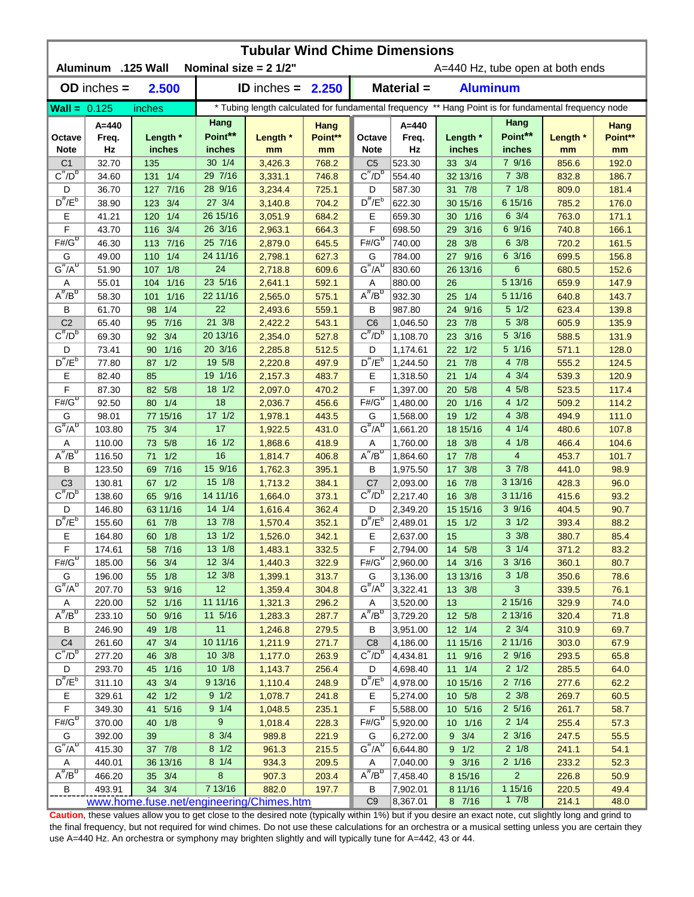# Tubular Wind Chime Dimensions

**Aluminum .125 Wall** **Nominal size = 2 1/2"** A=440 Hz, tube open at both ends

**OD inches = 2.500** **ID inches = 2.250** **Material = Aluminum**

**Wall =** 0.125 inches

\* Tubing length calculated for fundamental frequency ** Hang Point is for fundamental frequency node

| Octave Note | A=440 Freq. Hz | Length * inches | Hang Point** inches | Length * mm | Hang Point** mm | Octave Note | A=440 Freq. Hz | Length * inches | Hang Point** inches | Length * mm | Hang Point** mm |
|---|---|---|---|---|---|---|---|---|---|---|---|
| C1 | 32.70 | 135 | 30 1/4 | 3,426.3 | 768.2 | C5 | 523.30 | 33 3/4 | 7 9/16 | 856.6 | 192.0 |
| C#/Db | 34.60 | 131 1/4 | 29 7/16 | 3,331.1 | 746.8 | C#/Db | 554.40 | 32 13/16 | 7 3/8 | 832.8 | 186.7 |
| D | 36.70 | 127 7/16 | 28 9/16 | 3,234.4 | 725.1 | D | 587.30 | 31 7/8 | 7 1/8 | 809.0 | 181.4 |
| D#/Eb | 38.90 | 123 3/4 | 27 3/4 | 3,140.8 | 704.2 | D#/Eb | 622.30 | 30 15/16 | 6 15/16 | 785.2 | 176.0 |
| E | 41.21 | 120 1/4 | 26 15/16 | 3,051.9 | 684.2 | E | 659.30 | 30 1/16 | 6 3/4 | 763.0 | 171.1 |
| F | 43.70 | 116 3/4 | 26 3/16 | 2,963.1 | 664.3 | F | 698.50 | 29 3/16 | 6 9/16 | 740.8 | 166.1 |
| F#/Gb | 46.30 | 113 7/16 | 25 7/16 | 2,879.0 | 645.5 | F#/Gb | 740.00 | 28 3/8 | 6 3/8 | 720.2 | 161.5 |
| G | 49.00 | 110 1/4 | 24 11/16 | 2,798.1 | 627.3 | G | 784.00 | 27 9/16 | 6 3/16 | 699.5 | 156.8 |
| G#/Ab | 51.90 | 107 1/8 | 24 | 2,718.8 | 609.6 | G#/Ab | 830.60 | 26 13/16 | 6 | 680.5 | 152.6 |
| A | 55.01 | 104 1/16 | 23 5/16 | 2,641.1 | 592.1 | A | 880.00 | 26 | 5 13/16 | 659.9 | 147.9 |
| A#/Bb | 58.30 | 101 1/16 | 22 11/16 | 2,565.0 | 575.1 | A#/Bb | 932.30 | 25 1/4 | 5 11/16 | 640.8 | 143.7 |
| B | 61.70 | 98 1/4 | 22 | 2,493.6 | 559.1 | B | 987.80 | 24 9/16 | 5 1/2 | 623.4 | 139.8 |
| C2 | 65.40 | 95 7/16 | 21 3/8 | 2,422.2 | 543.1 | C6 | 1,046.50 | 23 7/8 | 5 3/8 | 605.9 | 135.9 |
| C#/Db | 69.30 | 92 3/4 | 20 13/16 | 2,354.0 | 527.8 | C#/Db | 1,108.70 | 23 3/16 | 5 3/16 | 588.5 | 131.9 |
| D | 73.41 | 90 1/16 | 20 3/16 | 2,285.8 | 512.5 | D | 1,174.61 | 22 1/2 | 5 1/16 | 571.1 | 128.0 |
| D#/Eb | 77.80 | 87 1/2 | 19 5/8 | 2,220.8 | 497.9 | D#/Eb | 1,244.50 | 21 7/8 | 4 7/8 | 555.2 | 124.5 |
| E | 82.40 | 85 | 19 1/16 | 2,157.3 | 483.7 | E | 1,318.50 | 21 1/4 | 4 3/4 | 539.3 | 120.9 |
| F | 87.30 | 82 5/8 | 18 1/2 | 2,097.0 | 470.2 | F | 1,397.00 | 20 5/8 | 4 5/8 | 523.5 | 117.4 |
| F#/Gb | 92.50 | 80 1/4 | 18 | 2,036.7 | 456.6 | F#/Gb | 1,480.00 | 20 1/16 | 4 1/2 | 509.2 | 114.2 |
| G | 98.01 | 77 15/16 | 17 1/2 | 1,978.1 | 443.5 | G | 1,568.00 | 19 1/2 | 4 3/8 | 494.9 | 111.0 |
| G#/Ab | 103.80 | 75 3/4 | 17 | 1,922.5 | 431.0 | G#/Ab | 1,661.20 | 18 15/16 | 4 1/4 | 480.6 | 107.8 |
| A | 110.00 | 73 5/8 | 16 1/2 | 1,868.6 | 418.9 | A | 1,760.00 | 18 3/8 | 4 1/8 | 466.4 | 104.6 |
| A#/Bb | 116.50 | 71 1/2 | 16 | 1,814.7 | 406.8 | A#/Bb | 1,864.60 | 17 7/8 | 4 | 453.7 | 101.7 |
| B | 123.50 | 69 7/16 | 15 9/16 | 1,762.3 | 395.1 | B | 1,975.50 | 17 3/8 | 3 7/8 | 441.0 | 98.9 |
| C3 | 130.81 | 67 1/2 | 15 1/8 | 1,713.2 | 384.1 | C7 | 2,093.00 | 16 7/8 | 3 13/16 | 428.3 | 96.0 |
| C#/Db | 138.60 | 65 9/16 | 14 11/16 | 1,664.0 | 373.1 | C#/Db | 2,217.40 | 16 3/8 | 3 11/16 | 415.6 | 93.2 |
| D | 146.80 | 63 11/16 | 14 1/4 | 1,616.4 | 362.4 | D | 2,349.20 | 15 15/16 | 3 9/16 | 404.5 | 90.7 |
| D#/Eb | 155.60 | 61 7/8 | 13 7/8 | 1,570.4 | 352.1 | D#/Eb | 2,489.01 | 15 1/2 | 3 1/2 | 393.4 | 88.2 |
| E | 164.80 | 60 1/8 | 13 1/2 | 1,526.0 | 342.1 | E | 2,637.00 | 15 | 3 3/8 | 380.7 | 85.4 |
| F | 174.61 | 58 7/16 | 13 1/8 | 1,483.1 | 332.5 | F | 2,794.00 | 14 5/8 | 3 1/4 | 371.2 | 83.2 |
| F#/Gb | 185.00 | 56 3/4 | 12 3/4 | 1,440.3 | 322.9 | F#/Gb | 2,960.00 | 14 3/16 | 3 3/16 | 360.1 | 80.7 |
| G | 196.00 | 55 1/8 | 12 3/8 | 1,399.1 | 313.7 | G | 3,136.00 | 13 13/16 | 3 1/8 | 350.6 | 78.6 |
| G#/Ab | 207.70 | 53 9/16 | 12 | 1,359.4 | 304.8 | G#/Ab | 3,322.41 | 13 3/8 | 3 | 339.5 | 76.1 |
| A | 220.00 | 52 1/16 | 11 11/16 | 1,321.3 | 296.2 | A | 3,520.00 | 13 | 2 15/16 | 329.9 | 74.0 |
| A#/Bb | 233.10 | 50 9/16 | 11 5/16 | 1,283.3 | 287.7 | A#/Bb | 3,729.20 | 12 5/8 | 2 13/16 | 320.4 | 71.8 |
| B | 246.90 | 49 1/8 | 11 | 1,246.8 | 279.5 | B | 3,951.00 | 12 1/4 | 2 3/4 | 310.9 | 69.7 |
| C4 | 261.60 | 47 3/4 | 10 11/16 | 1,211.9 | 271.7 | C8 | 4,186.00 | 11 15/16 | 2 11/16 | 303.0 | 67.9 |
| C#/Db | 277.20 | 46 3/8 | 10 3/8 | 1,177.0 | 263.9 | C#/Db | 4,434.81 | 11 9/16 | 2 9/16 | 293.5 | 65.8 |
| D | 293.70 | 45 1/16 | 10 1/8 | 1,143.7 | 256.4 | D | 4,698.40 | 11 1/4 | 2 1/2 | 285.5 | 64.0 |
| D#/Eb | 311.10 | 43 3/4 | 9 13/16 | 1,110.4 | 248.9 | D#/Eb | 4,978.00 | 10 15/16 | 2 7/16 | 277.6 | 62.2 |
| E | 329.61 | 42 1/2 | 9 1/2 | 1,078.7 | 241.8 | E | 5,274.00 | 10 5/8 | 2 3/8 | 269.7 | 60.5 |
| F | 349.30 | 41 5/16 | 9 1/4 | 1,048.5 | 235.1 | F | 5,588.00 | 10 5/16 | 2 5/16 | 261.7 | 58.7 |
| F#/Gb | 370.00 | 40 1/8 | 9 | 1,018.4 | 228.3 | F#/Gb | 5,920.00 | 10 1/16 | 2 1/4 | 255.4 | 57.3 |
| G | 392.00 | 39 | 8 3/4 | 989.8 | 221.9 | G | 6,272.00 | 9 3/4 | 2 3/16 | 247.5 | 55.5 |
| G#/Ab | 415.30 | 37 7/8 | 8 1/2 | 961.3 | 215.5 | G#/Ab | 6,644.80 | 9 1/2 | 2 1/8 | 241.1 | 54.1 |
| A | 440.01 | 36 13/16 | 8 1/4 | 934.3 | 209.5 | A | 7,040.00 | 9 3/16 | 2 1/16 | 233.2 | 52.3 |
| A#/Bb | 466.20 | 35 3/4 | 8 | 907.3 | 203.4 | A#/Bb | 7,458.40 | 8 15/16 | 2 | 226.8 | 50.9 |
| B | 493.91 | 34 3/4 | 7 13/16 | 882.0 | 197.7 | B | 7,902.01 | 8 11/16 | 1 15/16 | 220.5 | 49.4 |
| | | | | | | C9 | 8,367.01 | 8 7/16 | 1 7/8 | 214.1 | 48.0 |

www.home.fuse.net/engineering/Chimes.htm

**Caution**, these values allow you to get close to the desired note (typically within 1%) but if you desire an exact note, cut slightly long and grind to the final frequency, but not required for wind chimes. Do not use these calculations for an orchestra or a musical setting unless you are certain they use A=440 Hz. An orchestra or symphony may brighten slightly and will typically tune for A=442, 43 or 44.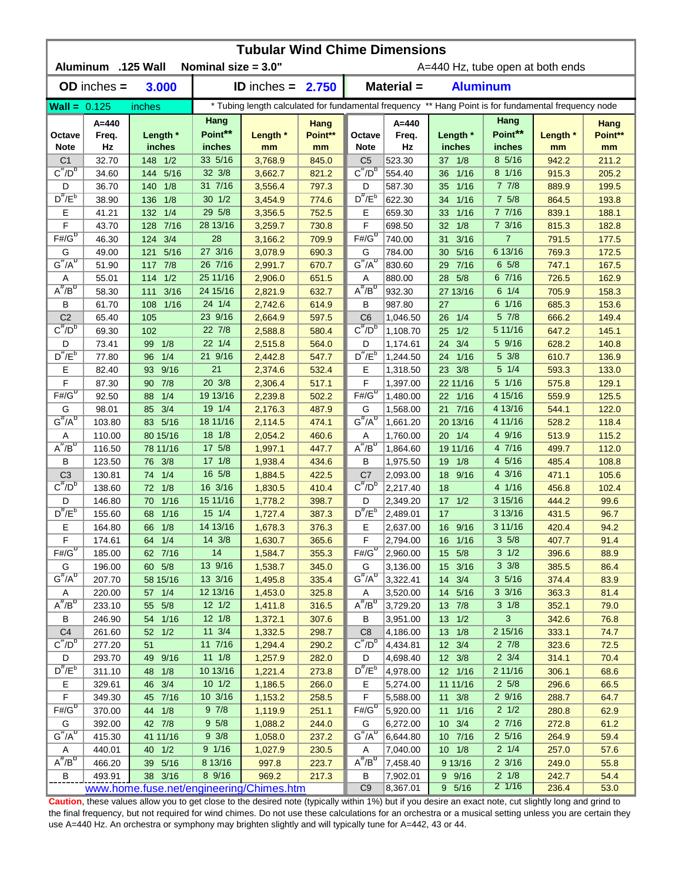# Tubular Wind Chime Dimensions

**Aluminum .125 Wall** **Nominal size = 3.0"** A=440 Hz, tube open at both ends

**OD inches = 3.000** **ID inches = 2.750** **Material = Aluminum**

**Wall =** 0.125 inches

\* Tubing length calculated for fundamental frequency ** Hang Point is for fundamental frequency node

| Octave Note | A=440 Freq. Hz | Length * inches | Hang Point** inches | Length * mm | Hang Point** mm | Octave Note | A=440 Freq. Hz | Length * inches | Hang Point** inches | Length * mm | Hang Point** mm |
|---|---|---|---|---|---|---|---|---|---|---|---|
| C1 | 32.70 | 148 1/2 | 33 5/16 | 3,768.9 | 845.0 | C5 | 523.30 | 37 1/8 | 8 5/16 | 942.2 | 211.2 |
| C#/Db | 34.60 | 144 5/16 | 32 3/8 | 3,662.7 | 821.2 | C#/Db | 554.40 | 36 1/16 | 8 1/16 | 915.3 | 205.2 |
| D | 36.70 | 140 1/8 | 31 7/16 | 3,556.4 | 797.3 | D | 587.30 | 35 1/16 | 7 7/8 | 889.9 | 199.5 |
| D#/Eb | 38.90 | 136 1/8 | 30 1/2 | 3,454.9 | 774.6 | D#/Eb | 622.30 | 34 1/16 | 7 5/8 | 864.5 | 193.8 |
| E | 41.21 | 132 1/4 | 29 5/8 | 3,356.5 | 752.5 | E | 659.30 | 33 1/16 | 7 7/16 | 839.1 | 188.1 |
| F | 43.70 | 128 7/16 | 28 13/16 | 3,259.7 | 730.8 | F | 698.50 | 32 1/8 | 7 3/16 | 815.3 | 182.8 |
| F#/Gb | 46.30 | 124 3/4 | 28 | 3,166.2 | 709.9 | F#/Gb | 740.00 | 31 3/16 | 7 | 791.5 | 177.5 |
| G | 49.00 | 121 5/16 | 27 3/16 | 3,078.9 | 690.3 | G | 784.00 | 30 5/16 | 6 13/16 | 769.3 | 172.5 |
| G#/Ab | 51.90 | 117 7/8 | 26 7/16 | 2,991.7 | 670.7 | G#/Ab | 830.60 | 29 7/16 | 6 5/8 | 747.1 | 167.5 |
| A | 55.01 | 114 1/2 | 25 11/16 | 2,906.0 | 651.5 | A | 880.00 | 28 5/8 | 6 7/16 | 726.5 | 162.9 |
| A#/Bb | 58.30 | 111 3/16 | 24 15/16 | 2,821.9 | 632.7 | A#/Bb | 932.30 | 27 13/16 | 6 1/4 | 705.9 | 158.3 |
| B | 61.70 | 108 1/16 | 24 1/4 | 2,742.6 | 614.9 | B | 987.80 | 27 | 6 1/16 | 685.3 | 153.6 |
| C2 | 65.40 | 105 | 23 9/16 | 2,664.9 | 597.5 | C6 | 1,046.50 | 26 1/4 | 5 7/8 | 666.2 | 149.4 |
| C#/Db | 69.30 | 102 | 22 7/8 | 2,588.8 | 580.4 | C#/Db | 1,108.70 | 25 1/2 | 5 11/16 | 647.2 | 145.1 |
| D | 73.41 | 99 1/8 | 22 1/4 | 2,515.8 | 564.0 | D | 1,174.61 | 24 3/4 | 5 9/16 | 628.2 | 140.8 |
| D#/Eb | 77.80 | 96 1/4 | 21 9/16 | 2,442.8 | 547.7 | D#/Eb | 1,244.50 | 24 1/16 | 5 3/8 | 610.7 | 136.9 |
| E | 82.40 | 93 9/16 | 21 | 2,374.6 | 532.4 | E | 1,318.50 | 23 3/8 | 5 1/4 | 593.3 | 133.0 |
| F | 87.30 | 90 7/8 | 20 3/8 | 2,306.4 | 517.1 | F | 1,397.00 | 22 11/16 | 5 1/16 | 575.8 | 129.1 |
| F#/Gb | 92.50 | 88 1/4 | 19 13/16 | 2,239.8 | 502.2 | F#/Gb | 1,480.00 | 22 1/16 | 4 15/16 | 559.9 | 125.5 |
| G | 98.01 | 85 3/4 | 19 1/4 | 2,176.3 | 487.9 | G | 1,568.00 | 21 7/16 | 4 13/16 | 544.1 | 122.0 |
| G#/Ab | 103.80 | 83 5/16 | 18 11/16 | 2,114.5 | 474.1 | G#/Ab | 1,661.20 | 20 13/16 | 4 11/16 | 528.2 | 118.4 |
| A | 110.00 | 80 15/16 | 18 1/8 | 2,054.2 | 460.6 | A | 1,760.00 | 20 1/4 | 4 9/16 | 513.9 | 115.2 |
| A#/Bb | 116.50 | 78 11/16 | 17 5/8 | 1,997.1 | 447.7 | A#/Bb | 1,864.60 | 19 11/16 | 4 7/16 | 499.7 | 112.0 |
| B | 123.50 | 76 3/8 | 17 1/8 | 1,938.4 | 434.6 | B | 1,975.50 | 19 1/8 | 4 5/16 | 485.4 | 108.8 |
| C3 | 130.81 | 74 1/4 | 16 5/8 | 1,884.5 | 422.5 | C7 | 2,093.00 | 18 9/16 | 4 3/16 | 471.1 | 105.6 |
| C#/Db | 138.60 | 72 1/8 | 16 3/16 | 1,830.5 | 410.4 | C#/Db | 2,217.40 | 18 | 4 1/16 | 456.8 | 102.4 |
| D | 146.80 | 70 1/16 | 15 11/16 | 1,778.2 | 398.7 | D | 2,349.20 | 17 1/2 | 3 15/16 | 444.2 | 99.6 |
| D#/Eb | 155.60 | 68 1/16 | 15 1/4 | 1,727.4 | 387.3 | D#/Eb | 2,489.01 | 17 | 3 13/16 | 431.5 | 96.7 |
| E | 164.80 | 66 1/8 | 14 13/16 | 1,678.3 | 376.3 | E | 2,637.00 | 16 9/16 | 3 11/16 | 420.4 | 94.2 |
| F | 174.61 | 64 1/4 | 14 3/8 | 1,630.7 | 365.6 | F | 2,794.00 | 16 1/16 | 3 5/8 | 407.7 | 91.4 |
| F#/Gb | 185.00 | 62 7/16 | 14 | 1,584.7 | 355.3 | F#/Gb | 2,960.00 | 15 5/8 | 3 1/2 | 396.6 | 88.9 |
| G | 196.00 | 60 5/8 | 13 9/16 | 1,538.7 | 345.0 | G | 3,136.00 | 15 3/16 | 3 3/8 | 385.5 | 86.4 |
| G#/Ab | 207.70 | 58 15/16 | 13 3/16 | 1,495.8 | 335.4 | G#/Ab | 3,322.41 | 14 3/4 | 3 5/16 | 374.4 | 83.9 |
| A | 220.00 | 57 1/4 | 12 13/16 | 1,453.0 | 325.8 | A | 3,520.00 | 14 5/16 | 3 3/16 | 363.3 | 81.4 |
| A#/Bb | 233.10 | 55 5/8 | 12 1/2 | 1,411.8 | 316.5 | A#/Bb | 3,729.20 | 13 7/8 | 3 1/8 | 352.1 | 79.0 |
| B | 246.90 | 54 1/16 | 12 1/8 | 1,372.1 | 307.6 | B | 3,951.00 | 13 1/2 | 3 | 342.6 | 76.8 |
| C4 | 261.60 | 52 1/2 | 11 3/4 | 1,332.5 | 298.7 | C8 | 4,186.00 | 13 1/8 | 2 15/16 | 333.1 | 74.7 |
| C#/Db | 277.20 | 51 | 11 7/16 | 1,294.4 | 290.2 | C#/Db | 4,434.81 | 12 3/4 | 2 7/8 | 323.6 | 72.5 |
| D | 293.70 | 49 9/16 | 11 1/8 | 1,257.9 | 282.0 | D | 4,698.40 | 12 3/8 | 2 3/4 | 314.1 | 70.4 |
| D#/Eb | 311.10 | 48 1/8 | 10 13/16 | 1,221.4 | 273.8 | D#/Eb | 4,978.00 | 12 1/16 | 2 11/16 | 306.1 | 68.6 |
| E | 329.61 | 46 3/4 | 10 1/2 | 1,186.5 | 266.0 | E | 5,274.00 | 11 11/16 | 2 5/8 | 296.6 | 66.5 |
| F | 349.30 | 45 7/16 | 10 3/16 | 1,153.2 | 258.5 | F | 5,588.00 | 11 3/8 | 2 9/16 | 288.7 | 64.7 |
| F#/Gb | 370.00 | 44 1/8 | 9 7/8 | 1,119.9 | 251.1 | F#/Gb | 5,920.00 | 11 1/16 | 2 1/2 | 280.8 | 62.9 |
| G | 392.00 | 42 7/8 | 9 5/8 | 1,088.2 | 244.0 | G | 6,272.00 | 10 3/4 | 2 7/16 | 272.8 | 61.2 |
| G#/Ab | 415.30 | 41 11/16 | 9 3/8 | 1,058.0 | 237.2 | G#/Ab | 6,644.80 | 10 7/16 | 2 5/16 | 264.9 | 59.4 |
| A | 440.01 | 40 1/2 | 9 1/16 | 1,027.9 | 230.5 | A | 7,040.00 | 10 1/8 | 2 1/4 | 257.0 | 57.6 |
| A#/Bb | 466.20 | 39 5/16 | 8 13/16 | 997.8 | 223.7 | A#/Bb | 7,458.40 | 9 13/16 | 2 3/16 | 249.0 | 55.8 |
| B | 493.91 | 38 3/16 | 8 9/16 | 969.2 | 217.3 | B | 7,902.01 | 9 9/16 | 2 1/8 | 242.7 | 54.4 |
| | | | | | | C9 | 8,367.01 | 9 5/16 | 2 1/16 | 236.4 | 53.0 |

www.home.fuse.net/engineering/Chimes.htm

**Caution**, these values allow you to get close to the desired note (typically within 1%) but if you desire an exact note, cut slightly long and grind to the final frequency, but not required for wind chimes. Do not use these calculations for an orchestra or a musical setting unless you are certain they use A=440 Hz. An orchestra or symphony may brighten slightly and will typically tune for A=442, 43 or 44.